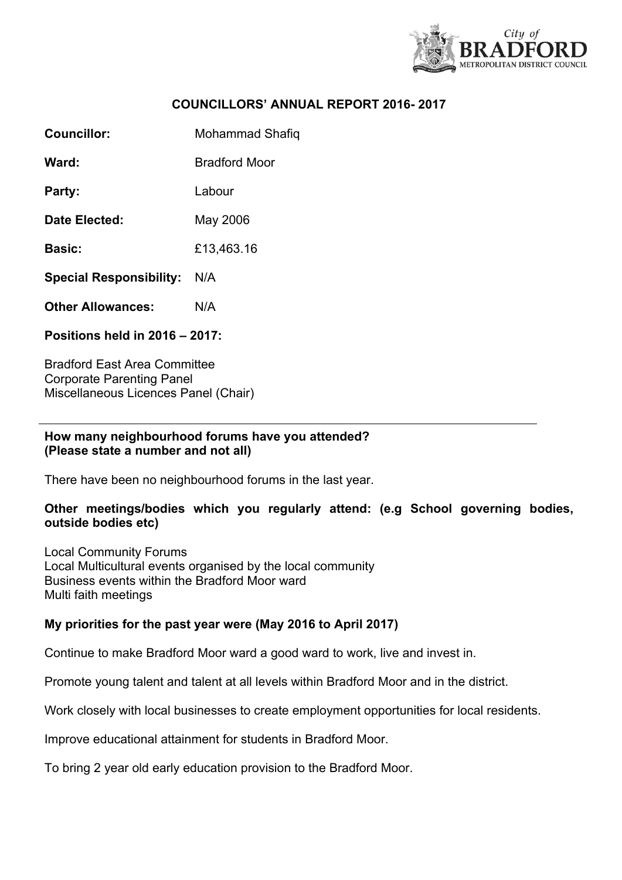# COUNCILLORS' ANNUAL REPORT 2016- 2017

**Councillor:** Mohammad Shafiq

**Ward:** Bradford Moor

**Party:** Labour

**Date Elected:** May 2006

**Basic:** £13,463.16

**Special Responsibility:** N/A

**Other Allowances:** N/A

**Positions held in 2016 – 2017:**

Bradford East Area Committee
Corporate Parenting Panel
Miscellaneous Licences Panel (Chair)

---

**How many neighbourhood forums have you attended? (Please state a number and not all)**

There have been no neighbourhood forums in the last year.

**Other meetings/bodies which you regularly attend: (e.g School governing bodies, outside bodies etc)**

Local Community Forums
Local Multicultural events organised by the local community
Business events within the Bradford Moor ward
Multi faith meetings

**My priorities for the past year were (May 2016 to April 2017)**

Continue to make Bradford Moor ward a good ward to work, live and invest in.

Promote young talent and talent at all levels within Bradford Moor and in the district.

Work closely with local businesses to create employment opportunities for local residents.

Improve educational attainment for students in Bradford Moor.

To bring 2 year old early education provision to the Bradford Moor.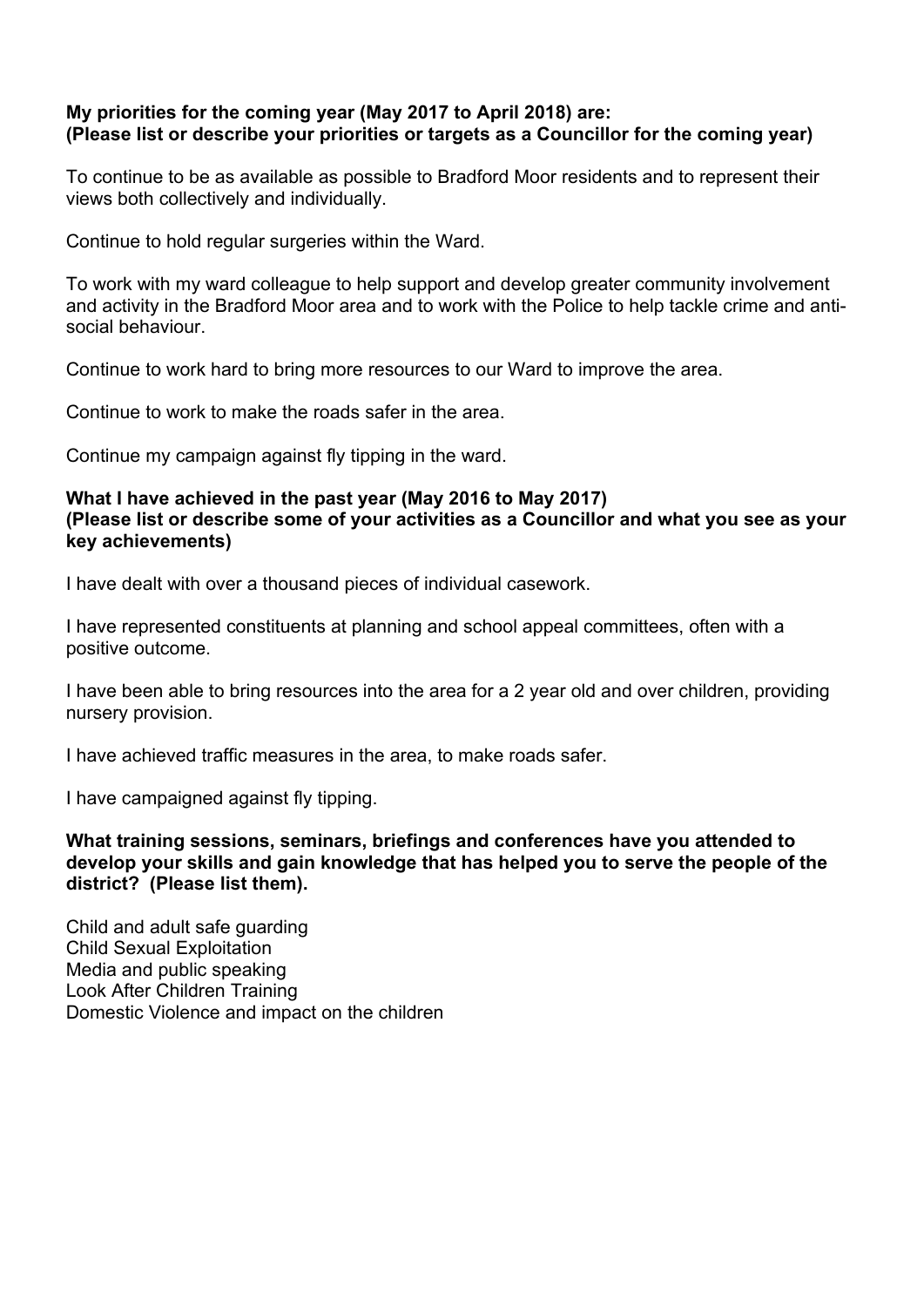**My priorities for the coming year (May 2017 to April 2018) are:**
**(Please list or describe your priorities or targets as a Councillor for the coming year)**

To continue to be as available as possible to Bradford Moor residents and to represent their views both collectively and individually.

Continue to hold regular surgeries within the Ward.

To work with my ward colleague to help support and develop greater community involvement and activity in the Bradford Moor area and to work with the Police to help tackle crime and anti-social behaviour.

Continue to work hard to bring more resources to our Ward to improve the area.

Continue to work to make the roads safer in the area.

Continue my campaign against fly tipping in the ward.

**What I have achieved in the past year (May 2016 to May 2017)**
**(Please list or describe some of your activities as a Councillor and what you see as your key achievements)**

I have dealt with over a thousand pieces of individual casework.

I have represented constituents at planning and school appeal committees, often with a positive outcome.

I have been able to bring resources into the area for a 2 year old and over children, providing nursery provision.

I have achieved traffic measures in the area, to make roads safer.

I have campaigned against fly tipping.

**What training sessions, seminars, briefings and conferences have you attended to develop your skills and gain knowledge that has helped you to serve the people of the district? (Please list them).**

Child and adult safe guarding
Child Sexual Exploitation
Media and public speaking
Look After Children Training
Domestic Violence and impact on the children